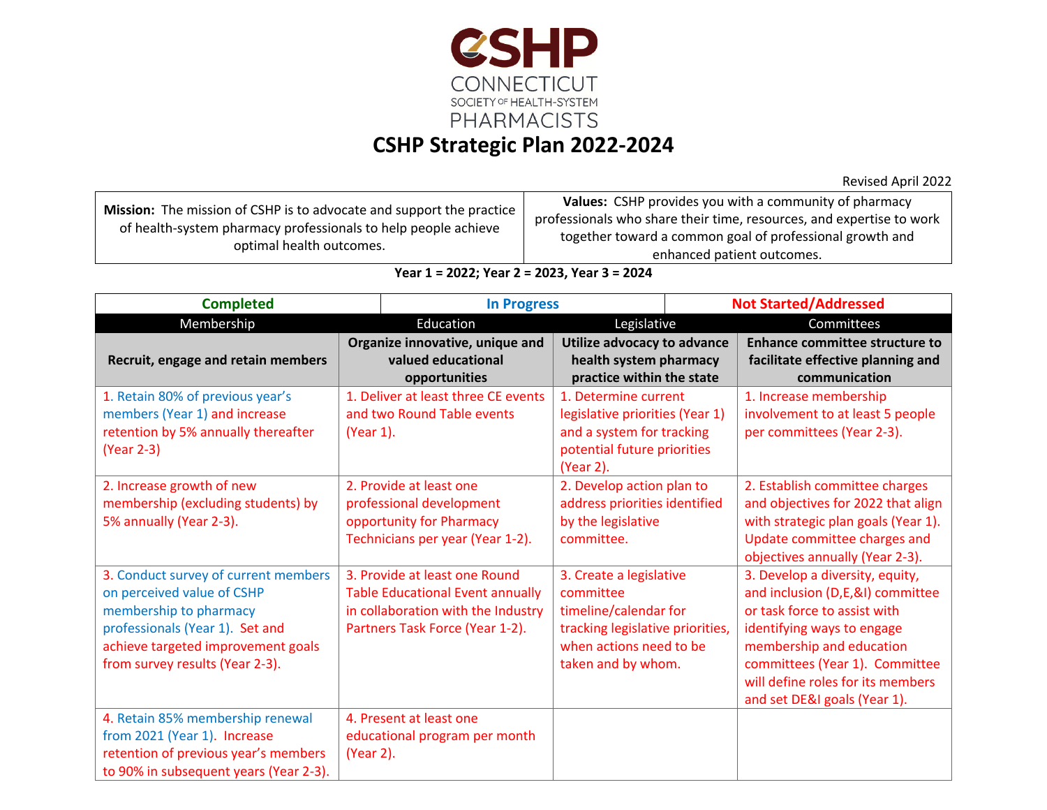CSHP
CONNECTICUT
SOCIETY OF HEALTH-SYSTEM
PHARMACISTS

# CSHP Strategic Plan 2022-2024

Revised April 2022

| **Mission:** The mission of CSHP is to advocate and support the practice of health-system pharmacy professionals to help people achieve optimal health outcomes. | **Values:** CSHP provides you with a community of pharmacy professionals who share their time, resources, and expertise to work together toward a common goal of professional growth and enhanced patient outcomes. |
|---|---|

**Year 1 = 2022; Year 2 = 2023, Year 3 = 2024**

| **Completed** | **In Progress** | **Not Started/Addressed** |
|---|---|---|

| Membership | Education | Legislative | Committees |
|---|---|---|---|
| **Recruit, engage and retain members** | **Organize innovative, unique and valued educational opportunities** | **Utilize advocacy to advance health system pharmacy practice within the state** | **Enhance committee structure to facilitate effective planning and communication** |
| 1. Retain 80% of previous year's members (Year 1) and increase retention by 5% annually thereafter (Year 2-3) | 1. Deliver at least three CE events and two Round Table events (Year 1). | 1. Determine current legislative priorities (Year 1) and a system for tracking potential future priorities (Year 2). | 1. Increase membership involvement to at least 5 people per committees (Year 2-3). |
| 2. Increase growth of new membership (excluding students) by 5% annually (Year 2-3). | 2. Provide at least one professional development opportunity for Pharmacy Technicians per year (Year 1-2). | 2. Develop action plan to address priorities identified by the legislative committee. | 2. Establish committee charges and objectives for 2022 that align with strategic plan goals (Year 1). Update committee charges and objectives annually (Year 2-3). |
| 3. Conduct survey of current members on perceived value of CSHP membership to pharmacy professionals (Year 1). Set and achieve targeted improvement goals from survey results (Year 2-3). | 3. Provide at least one Round Table Educational Event annually in collaboration with the Industry Partners Task Force (Year 1-2). | 3. Create a legislative committee timeline/calendar for tracking legislative priorities, when actions need to be taken and by whom. | 3. Develop a diversity, equity, and inclusion (D,E,&I) committee or task force to assist with identifying ways to engage membership and education committees (Year 1). Committee will define roles for its members and set DE&I goals (Year 1). |
| 4. Retain 85% membership renewal from 2021 (Year 1). Increase retention of previous year's members to 90% in subsequent years (Year 2-3). | 4. Present at least one educational program per month (Year 2). | | |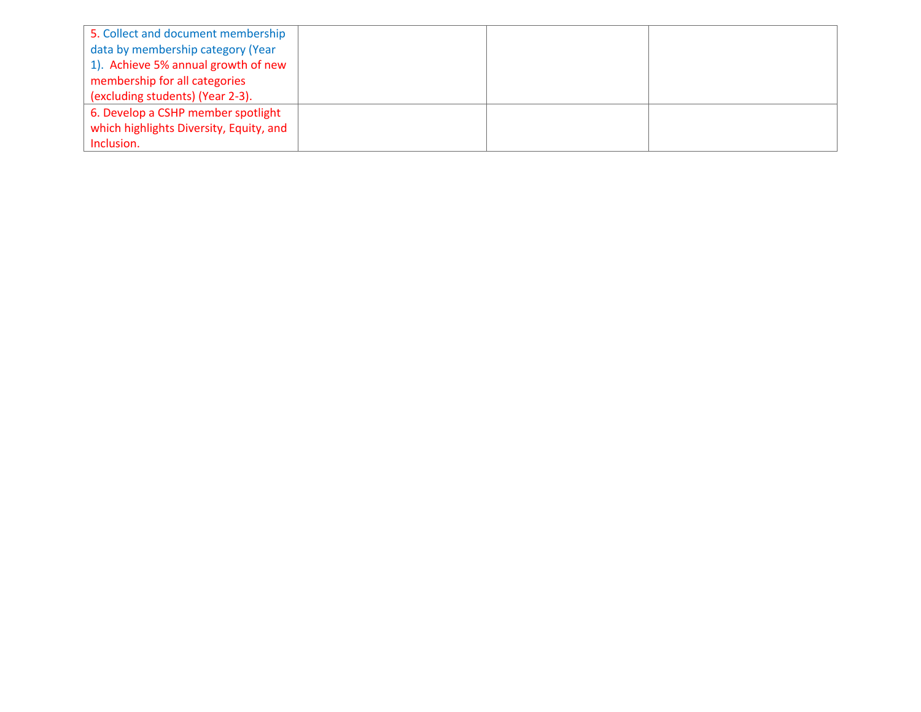| | | | |
|---|---|---|---|
| 5. Collect and document membership data by membership category (Year 1). Achieve 5% annual growth of new membership for all categories (excluding students) (Year 2-3). | | | |
| 6. Develop a CSHP member spotlight which highlights Diversity, Equity, and Inclusion. | | | |